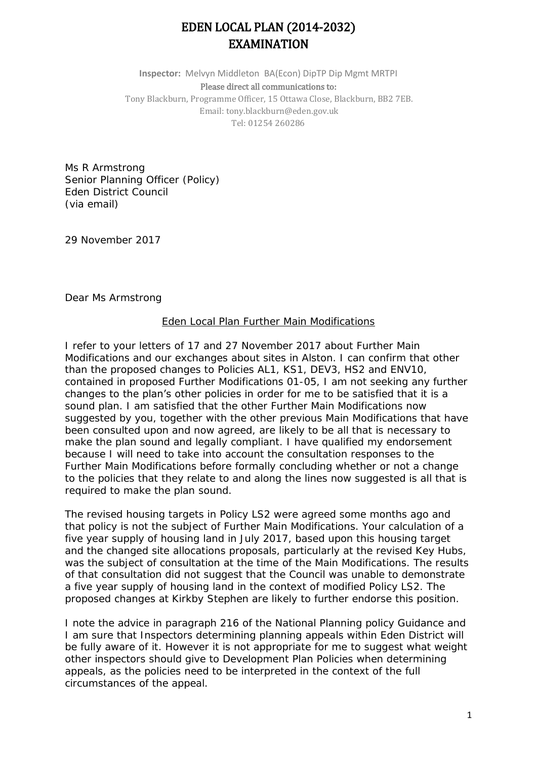# EDEN LOCAL PLAN (2014-2032) EXAMINATION

**Inspector:** Melvyn Middleton BA(Econ) DipTP Dip Mgmt MRTPI

Please direct all communications to:

Tony Blackburn, Programme Officer, 15 Ottawa Close, Blackburn, BB2 7EB.
Email: tony.blackburn@eden.gov.uk
Tel: 01254 260286

Ms R Armstrong
Senior Planning Officer (Policy)
Eden District Council
(via email)

29 November 2017

Dear Ms Armstrong

Eden Local Plan Further Main Modifications

I refer to your letters of 17 and 27 November 2017 about Further Main Modifications and our exchanges about sites in Alston. I can confirm that other than the proposed changes to Policies AL1, KS1, DEV3, HS2 and ENV10, contained in proposed Further Modifications 01-05, I am not seeking any further changes to the plan's other policies in order for me to be satisfied that it is a sound plan. I am satisfied that the other Further Main Modifications now suggested by you, together with the other previous Main Modifications that have been consulted upon and now agreed, are likely to be all that is necessary to make the plan sound and legally compliant. I have qualified my endorsement because I will need to take into account the consultation responses to the Further Main Modifications before formally concluding whether or not a change to the policies that they relate to and along the lines now suggested is all that is required to make the plan sound.

The revised housing targets in Policy LS2 were agreed some months ago and that policy is not the subject of Further Main Modifications. Your calculation of a five year supply of housing land in July 2017, based upon this housing target and the changed site allocations proposals, particularly at the revised Key Hubs, was the subject of consultation at the time of the Main Modifications. The results of that consultation did not suggest that the Council was unable to demonstrate a five year supply of housing land in the context of modified Policy LS2. The proposed changes at Kirkby Stephen are likely to further endorse this position.

I note the advice in paragraph 216 of the National Planning policy Guidance and I am sure that Inspectors determining planning appeals within Eden District will be fully aware of it. However it is not appropriate for me to suggest what weight other inspectors should give to Development Plan Policies when determining appeals, as the policies need to be interpreted in the context of the full circumstances of the appeal.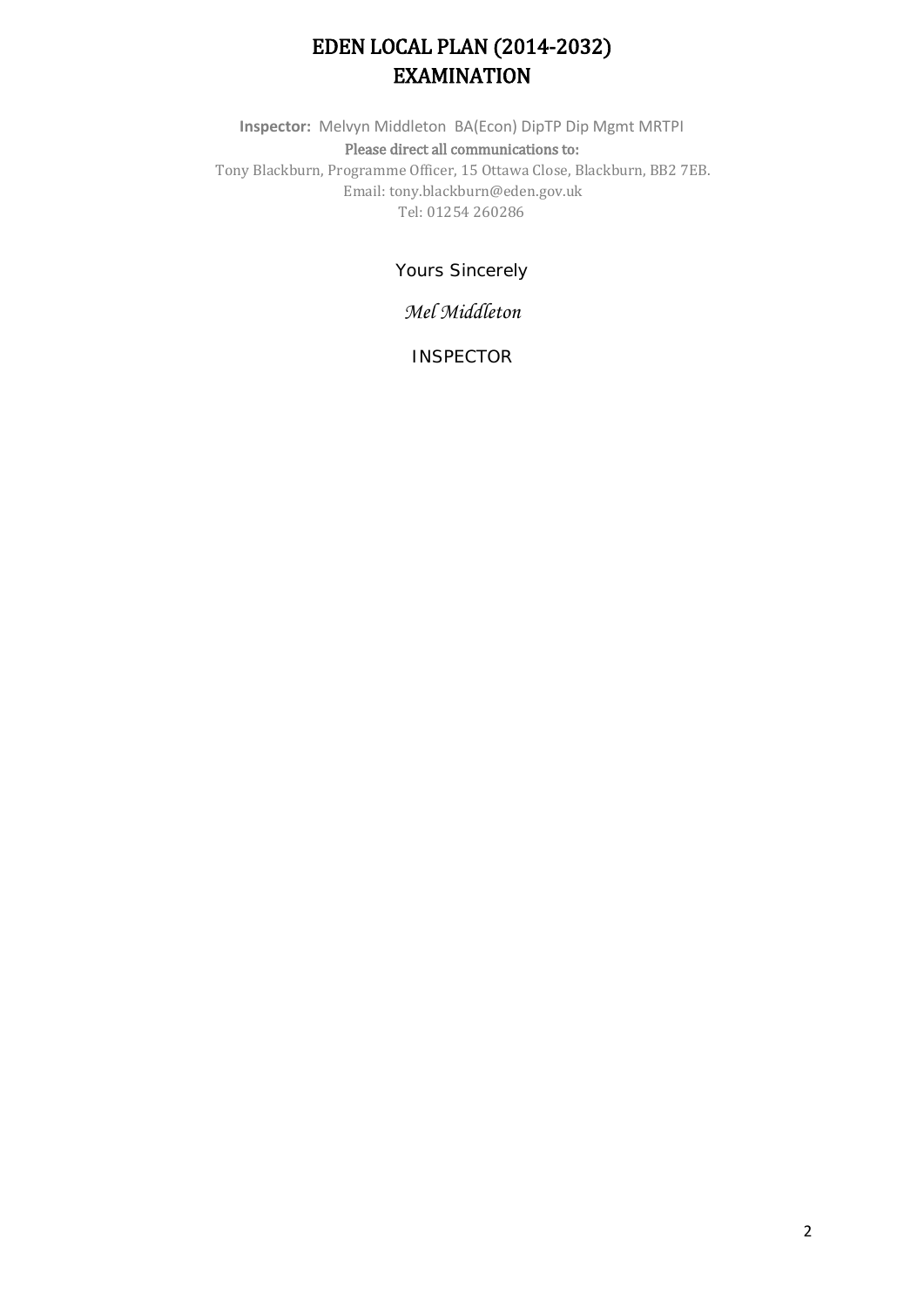# EDEN LOCAL PLAN (2014-2032) EXAMINATION

**Inspector:** Melvyn Middleton BA(Econ) DipTP Dip Mgmt MRTPI

Please direct all communications to:

Tony Blackburn, Programme Officer, 15 Ottawa Close, Blackburn, BB2 7EB.

Email: tony.blackburn@eden.gov.uk

Tel: 01254 260286

Yours Sincerely

*Mel Middleton*

INSPECTOR